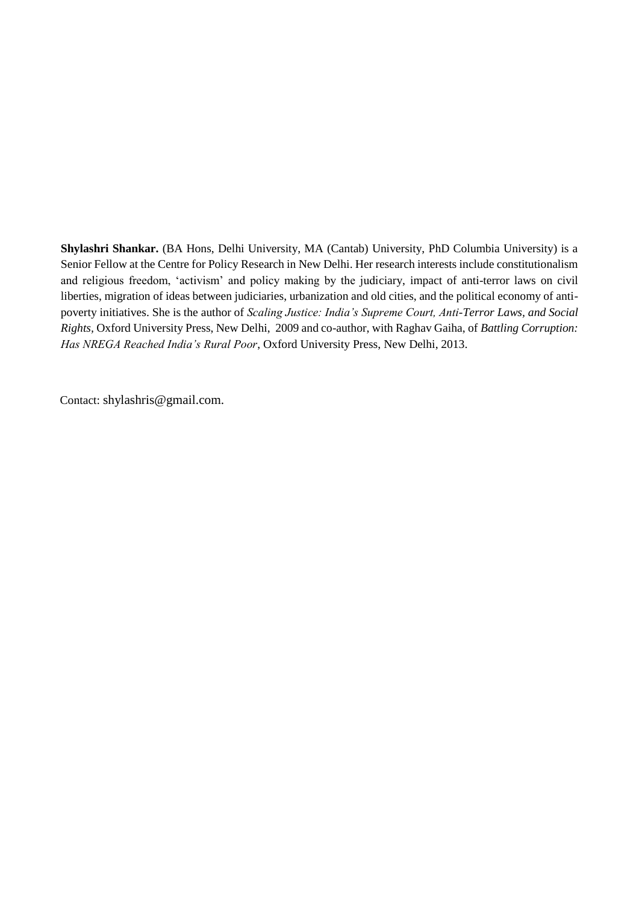**Shylashri Shankar.** (BA Hons, Delhi University, MA (Cantab) University, PhD Columbia University) is a Senior Fellow at the Centre for Policy Research in New Delhi. Her research interests include constitutionalism and religious freedom, 'activism' and policy making by the judiciary, impact of anti-terror laws on civil liberties, migration of ideas between judiciaries, urbanization and old cities, and the political economy of anti-poverty initiatives. She is the author of *Scaling Justice: India's Supreme Court, Anti-Terror Laws, and Social Rights*, Oxford University Press, New Delhi, 2009 and co-author, with Raghav Gaiha, of *Battling Corruption: Has NREGA Reached India's Rural Poor*, Oxford University Press, New Delhi, 2013.

Contact: shylashris@gmail.com.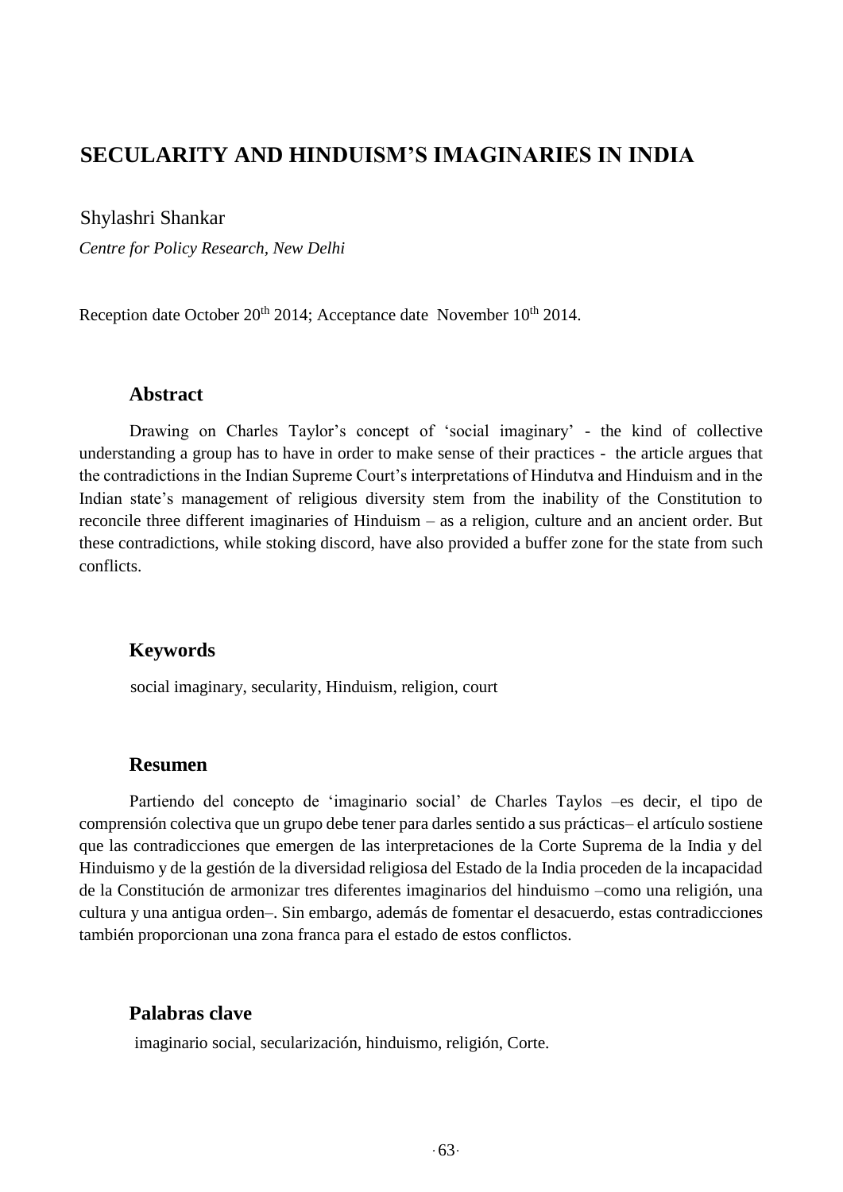# SECULARITY AND HINDUISM'S IMAGINARIES IN INDIA

Shylashri Shankar

*Centre for Policy Research, New Delhi*

Reception date October 20th 2014; Acceptance date November 10th 2014.

## Abstract

Drawing on Charles Taylor's concept of 'social imaginary' - the kind of collective understanding a group has to have in order to make sense of their practices - the article argues that the contradictions in the Indian Supreme Court's interpretations of Hindutva and Hinduism and in the Indian state's management of religious diversity stem from the inability of the Constitution to reconcile three different imaginaries of Hinduism – as a religion, culture and an ancient order. But these contradictions, while stoking discord, have also provided a buffer zone for the state from such conflicts.

## Keywords

social imaginary, secularity, Hinduism, religion, court

## Resumen

Partiendo del concepto de 'imaginario social' de Charles Taylos –es decir, el tipo de comprensión colectiva que un grupo debe tener para darles sentido a sus prácticas– el artículo sostiene que las contradicciones que emergen de las interpretaciones de la Corte Suprema de la India y del Hinduismo y de la gestión de la diversidad religiosa del Estado de la India proceden de la incapacidad de la Constitución de armonizar tres diferentes imaginarios del hinduismo –como una religión, una cultura y una antigua orden–. Sin embargo, además de fomentar el desacuerdo, estas contradicciones también proporcionan una zona franca para el estado de estos conflictos.

## Palabras clave

imaginario social, secularización, hinduismo, religión, Corte.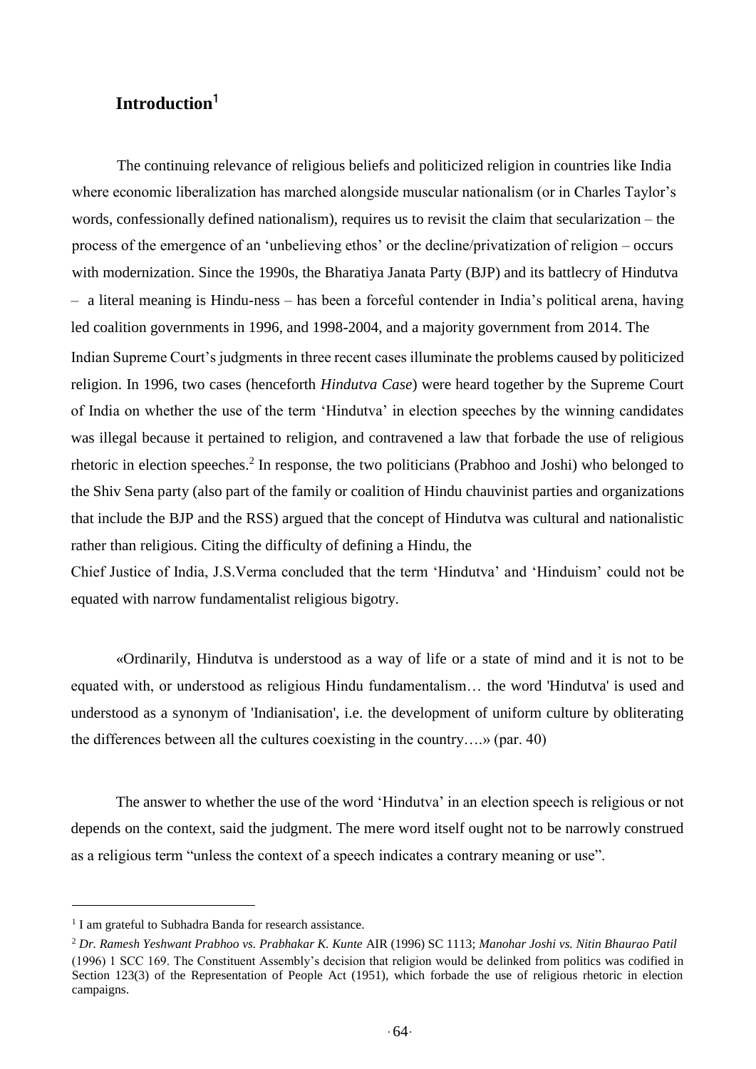## Introduction[1]

The continuing relevance of religious beliefs and politicized religion in countries like India where economic liberalization has marched alongside muscular nationalism (or in Charles Taylor's words, confessionally defined nationalism), requires us to revisit the claim that secularization – the process of the emergence of an 'unbelieving ethos' or the decline/privatization of religion – occurs with modernization. Since the 1990s, the Bharatiya Janata Party (BJP) and its battlecry of Hindutva – a literal meaning is Hindu-ness – has been a forceful contender in India's political arena, having led coalition governments in 1996, and 1998-2004, and a majority government from 2014. The Indian Supreme Court's judgments in three recent cases illuminate the problems caused by politicized religion. In 1996, two cases (henceforth *Hindutva Case*) were heard together by the Supreme Court of India on whether the use of the term 'Hindutva' in election speeches by the winning candidates was illegal because it pertained to religion, and contravened a law that forbade the use of religious rhetoric in election speeches.[2] In response, the two politicians (Prabhoo and Joshi) who belonged to the Shiv Sena party (also part of the family or coalition of Hindu chauvinist parties and organizations that include the BJP and the RSS) argued that the concept of Hindutva was cultural and nationalistic rather than religious. Citing the difficulty of defining a Hindu, the Chief Justice of India, J.S.Verma concluded that the term 'Hindutva' and 'Hinduism' could not be equated with narrow fundamentalist religious bigotry.

«Ordinarily, Hindutva is understood as a way of life or a state of mind and it is not to be equated with, or understood as religious Hindu fundamentalism… the word 'Hindutva' is used and understood as a synonym of 'Indianisation', i.e. the development of uniform culture by obliterating the differences between all the cultures coexisting in the country….» (par. 40)

The answer to whether the use of the word 'Hindutva' in an election speech is religious or not depends on the context, said the judgment. The mere word itself ought not to be narrowly construed as a religious term "unless the context of a speech indicates a contrary meaning or use".

---

[1] I am grateful to Subhadra Banda for research assistance.

[2] *Dr. Ramesh Yeshwant Prabhoo vs. Prabhakar K. Kunte* AIR (1996) SC 1113; *Manohar Joshi vs. Nitin Bhaurao Patil* (1996) 1 SCC 169. The Constituent Assembly's decision that religion would be delinked from politics was codified in Section 123(3) of the Representation of People Act (1951), which forbade the use of religious rhetoric in election campaigns.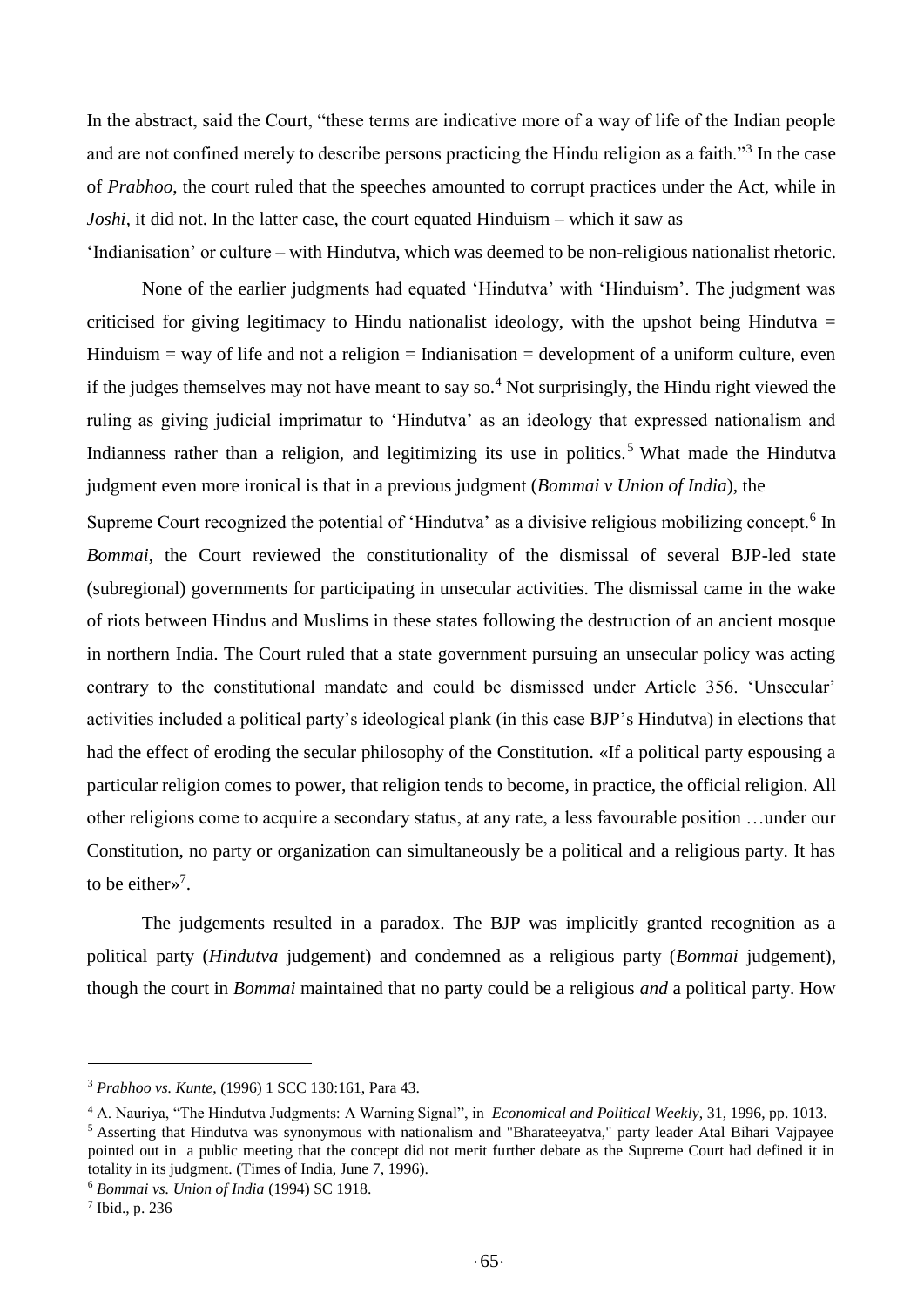In the abstract, said the Court, "these terms are indicative more of a way of life of the Indian people and are not confined merely to describe persons practicing the Hindu religion as a faith."[3] In the case of *Prabhoo*, the court ruled that the speeches amounted to corrupt practices under the Act, while in *Joshi*, it did not. In the latter case, the court equated Hinduism – which it saw as 'Indianisation' or culture – with Hindutva, which was deemed to be non-religious nationalist rhetoric.

None of the earlier judgments had equated 'Hindutva' with 'Hinduism'. The judgment was criticised for giving legitimacy to Hindu nationalist ideology, with the upshot being Hindutva = Hinduism = way of life and not a religion = Indianisation = development of a uniform culture, even if the judges themselves may not have meant to say so.[4] Not surprisingly, the Hindu right viewed the ruling as giving judicial imprimatur to 'Hindutva' as an ideology that expressed nationalism and Indianness rather than a religion, and legitimizing its use in politics.[5] What made the Hindutva judgment even more ironical is that in a previous judgment (*Bommai v Union of India*), the Supreme Court recognized the potential of 'Hindutva' as a divisive religious mobilizing concept.[6] In *Bommai*, the Court reviewed the constitutionality of the dismissal of several BJP-led state (subregional) governments for participating in unsecular activities. The dismissal came in the wake of riots between Hindus and Muslims in these states following the destruction of an ancient mosque in northern India. The Court ruled that a state government pursuing an unsecular policy was acting contrary to the constitutional mandate and could be dismissed under Article 356. 'Unsecular' activities included a political party's ideological plank (in this case BJP's Hindutva) in elections that had the effect of eroding the secular philosophy of the Constitution. «If a political party espousing a particular religion comes to power, that religion tends to become, in practice, the official religion. All other religions come to acquire a secondary status, at any rate, a less favourable position …under our Constitution, no party or organization can simultaneously be a political and a religious party. It has to be either»[7].

The judgements resulted in a paradox. The BJP was implicitly granted recognition as a political party (*Hindutva* judgement) and condemned as a religious party (*Bommai* judgement), though the court in *Bommai* maintained that no party could be a religious *and* a political party. How

---

[3] *Prabhoo vs. Kunte*, (1996) 1 SCC 130:161, Para 43.

[4] A. Nauriya, "The Hindutva Judgments: A Warning Signal", in *Economical and Political Weekly*, 31, 1996, pp. 1013.

[5] Asserting that Hindutva was synonymous with nationalism and "Bharateeyatva," party leader Atal Bihari Vajpayee pointed out in a public meeting that the concept did not merit further debate as the Supreme Court had defined it in totality in its judgment. (Times of India, June 7, 1996).

[6] *Bommai vs. Union of India* (1994) SC 1918.

[7] Ibid., p. 236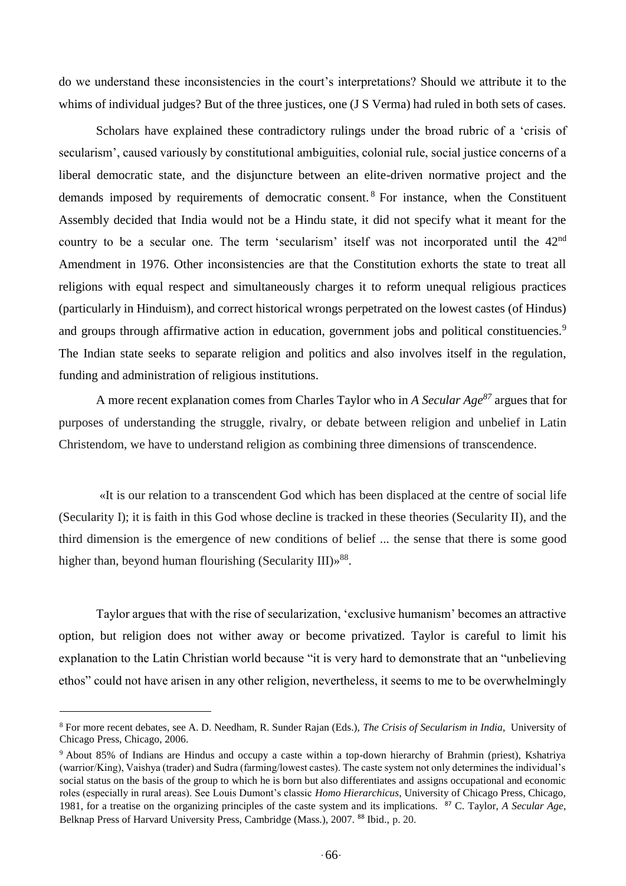do we understand these inconsistencies in the court's interpretations? Should we attribute it to the whims of individual judges? But of the three justices, one (J S Verma) had ruled in both sets of cases.

Scholars have explained these contradictory rulings under the broad rubric of a 'crisis of secularism', caused variously by constitutional ambiguities, colonial rule, social justice concerns of a liberal democratic state, and the disjuncture between an elite-driven normative project and the demands imposed by requirements of democratic consent.[8] For instance, when the Constituent Assembly decided that India would not be a Hindu state, it did not specify what it meant for the country to be a secular one. The term 'secularism' itself was not incorporated until the 42nd Amendment in 1976. Other inconsistencies are that the Constitution exhorts the state to treat all religions with equal respect and simultaneously charges it to reform unequal religious practices (particularly in Hinduism), and correct historical wrongs perpetrated on the lowest castes (of Hindus) and groups through affirmative action in education, government jobs and political constituencies.[9] The Indian state seeks to separate religion and politics and also involves itself in the regulation, funding and administration of religious institutions.

A more recent explanation comes from Charles Taylor who in *A Secular Age*[87] argues that for purposes of understanding the struggle, rivalry, or debate between religion and unbelief in Latin Christendom, we have to understand religion as combining three dimensions of transcendence.

«It is our relation to a transcendent God which has been displaced at the centre of social life (Secularity I); it is faith in this God whose decline is tracked in these theories (Secularity II), and the third dimension is the emergence of new conditions of belief ... the sense that there is some good higher than, beyond human flourishing (Secularity III)»[88].

Taylor argues that with the rise of secularization, 'exclusive humanism' becomes an attractive option, but religion does not wither away or become privatized. Taylor is careful to limit his explanation to the Latin Christian world because "it is very hard to demonstrate that an "unbelieving ethos" could not have arisen in any other religion, nevertheless, it seems to me to be overwhelmingly

---

[8] For more recent debates, see A. D. Needham, R. Sunder Rajan (Eds.), *The Crisis of Secularism in India*, University of Chicago Press, Chicago, 2006.

[9] About 85% of Indians are Hindus and occupy a caste within a top-down hierarchy of Brahmin (priest), Kshatriya (warrior/King), Vaishya (trader) and Sudra (farming/lowest castes). The caste system not only determines the individual's social status on the basis of the group to which he is born but also differentiates and assigns occupational and economic roles (especially in rural areas). See Louis Dumont's classic *Homo Hierarchicus*, University of Chicago Press, Chicago, 1981, for a treatise on the organizing principles of the caste system and its implications.

[87] C. Taylor, *A Secular Age*, Belknap Press of Harvard University Press, Cambridge (Mass.), 2007.

[88] Ibid., p. 20.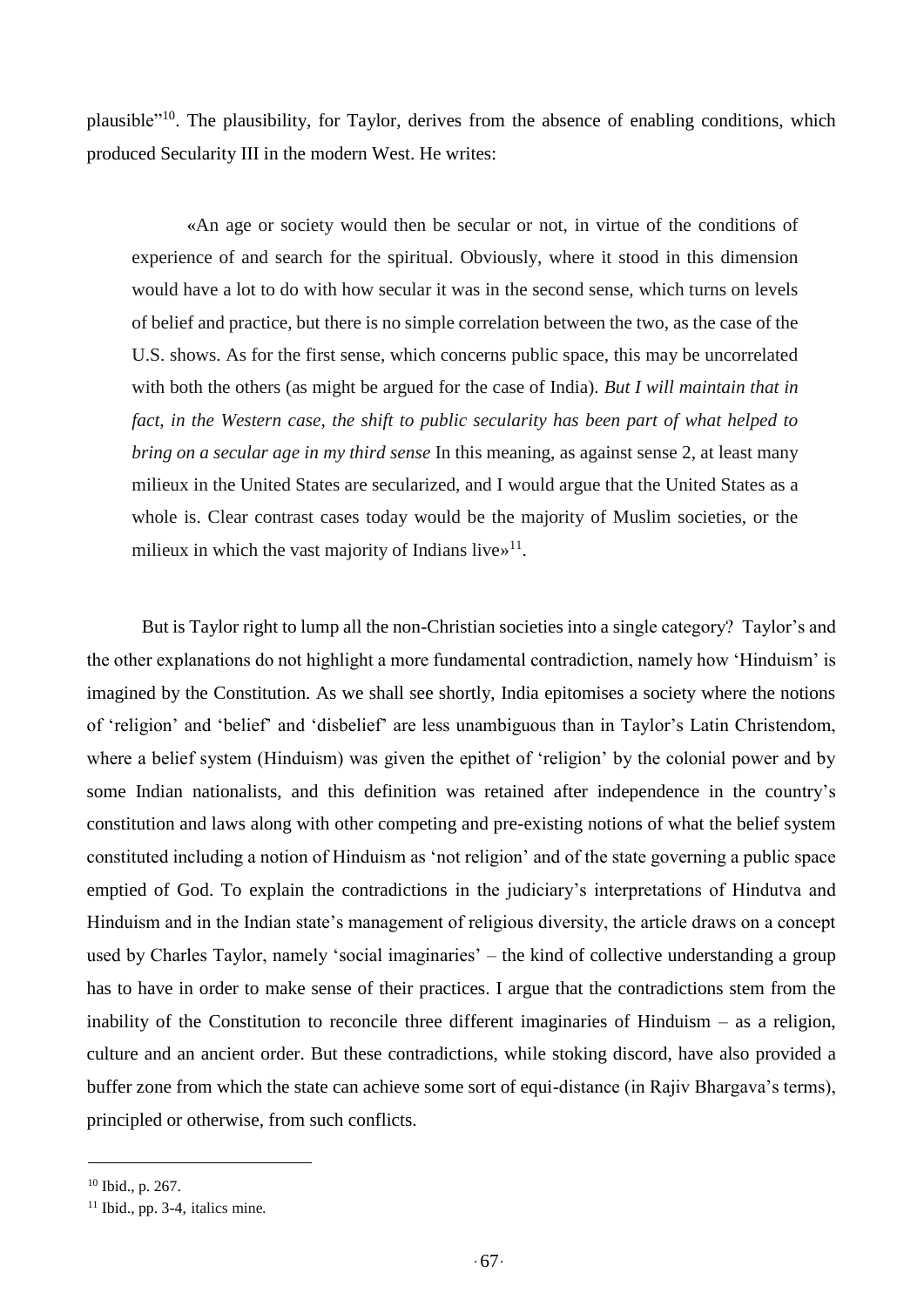plausible"[10]. The plausibility, for Taylor, derives from the absence of enabling conditions, which produced Secularity III in the modern West. He writes:

> «An age or society would then be secular or not, in virtue of the conditions of experience of and search for the spiritual. Obviously, where it stood in this dimension would have a lot to do with how secular it was in the second sense, which turns on levels of belief and practice, but there is no simple correlation between the two, as the case of the U.S. shows. As for the first sense, which concerns public space, this may be uncorrelated with both the others (as might be argued for the case of India). *But I will maintain that in fact, in the Western case, the shift to public secularity has been part of what helped to bring on a secular age in my third sense* In this meaning, as against sense 2, at least many milieux in the United States are secularized, and I would argue that the United States as a whole is. Clear contrast cases today would be the majority of Muslim societies, or the milieux in which the vast majority of Indians live»[11].

But is Taylor right to lump all the non-Christian societies into a single category? Taylor's and the other explanations do not highlight a more fundamental contradiction, namely how 'Hinduism' is imagined by the Constitution. As we shall see shortly, India epitomises a society where the notions of 'religion' and 'belief' and 'disbelief' are less unambiguous than in Taylor's Latin Christendom, where a belief system (Hinduism) was given the epithet of 'religion' by the colonial power and by some Indian nationalists, and this definition was retained after independence in the country's constitution and laws along with other competing and pre-existing notions of what the belief system constituted including a notion of Hinduism as 'not religion' and of the state governing a public space emptied of God. To explain the contradictions in the judiciary's interpretations of Hindutva and Hinduism and in the Indian state's management of religious diversity, the article draws on a concept used by Charles Taylor, namely 'social imaginaries' – the kind of collective understanding a group has to have in order to make sense of their practices. I argue that the contradictions stem from the inability of the Constitution to reconcile three different imaginaries of Hinduism – as a religion, culture and an ancient order. But these contradictions, while stoking discord, have also provided a buffer zone from which the state can achieve some sort of equi-distance (in Rajiv Bhargava's terms), principled or otherwise, from such conflicts.

---

[10] Ibid., p. 267.

[11] Ibid., pp. 3-4, italics mine.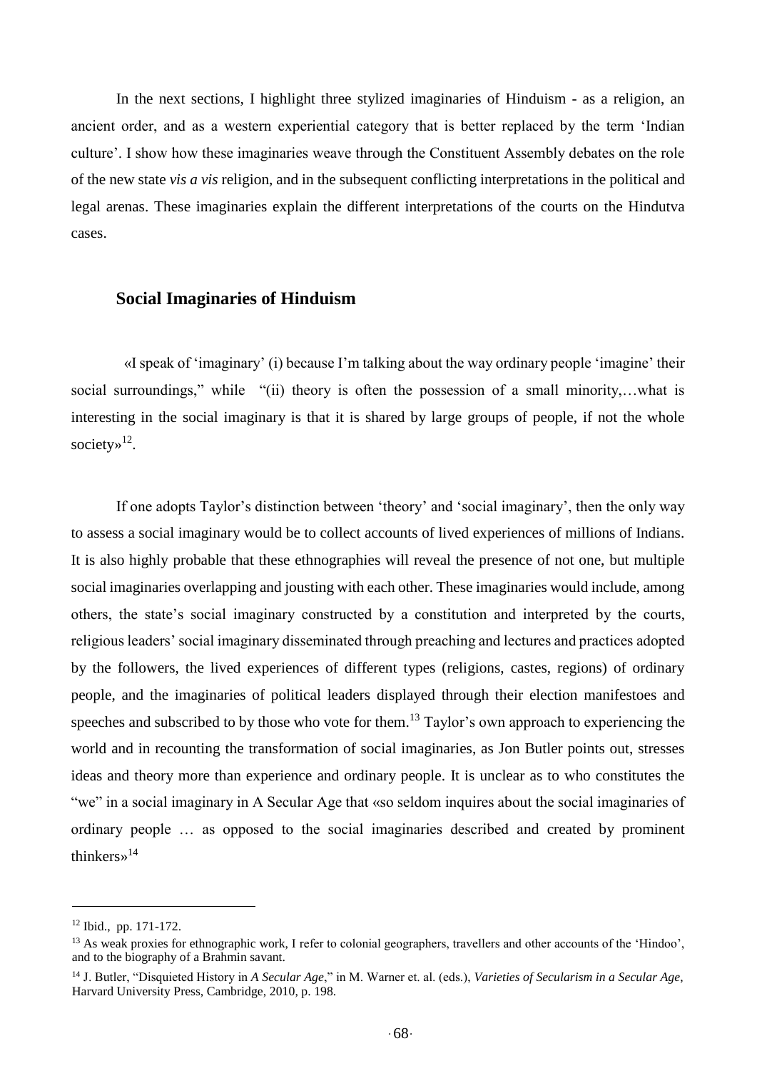In the next sections, I highlight three stylized imaginaries of Hinduism - as a religion, an ancient order, and as a western experiential category that is better replaced by the term 'Indian culture'. I show how these imaginaries weave through the Constituent Assembly debates on the role of the new state *vis a vis* religion, and in the subsequent conflicting interpretations in the political and legal arenas. These imaginaries explain the different interpretations of the courts on the Hindutva cases.

## Social Imaginaries of Hinduism

«I speak of 'imaginary' (i) because I'm talking about the way ordinary people 'imagine' their social surroundings," while "(ii) theory is often the possession of a small minority,…what is interesting in the social imaginary is that it is shared by large groups of people, if not the whole society»[12].

If one adopts Taylor's distinction between 'theory' and 'social imaginary', then the only way to assess a social imaginary would be to collect accounts of lived experiences of millions of Indians. It is also highly probable that these ethnographies will reveal the presence of not one, but multiple social imaginaries overlapping and jousting with each other. These imaginaries would include, among others, the state's social imaginary constructed by a constitution and interpreted by the courts, religious leaders' social imaginary disseminated through preaching and lectures and practices adopted by the followers, the lived experiences of different types (religions, castes, regions) of ordinary people, and the imaginaries of political leaders displayed through their election manifestoes and speeches and subscribed to by those who vote for them.[13] Taylor's own approach to experiencing the world and in recounting the transformation of social imaginaries, as Jon Butler points out, stresses ideas and theory more than experience and ordinary people. It is unclear as to who constitutes the "we" in a social imaginary in A Secular Age that «so seldom inquires about the social imaginaries of ordinary people … as opposed to the social imaginaries described and created by prominent thinkers»[14]

---

[12] Ibid., pp. 171-172.

[13] As weak proxies for ethnographic work, I refer to colonial geographers, travellers and other accounts of the 'Hindoo', and to the biography of a Brahmin savant.

[14] J. Butler, "Disquieted History in *A Secular Age*," in M. Warner et. al. (eds.), *Varieties of Secularism in a Secular Age*, Harvard University Press, Cambridge, 2010, p. 198.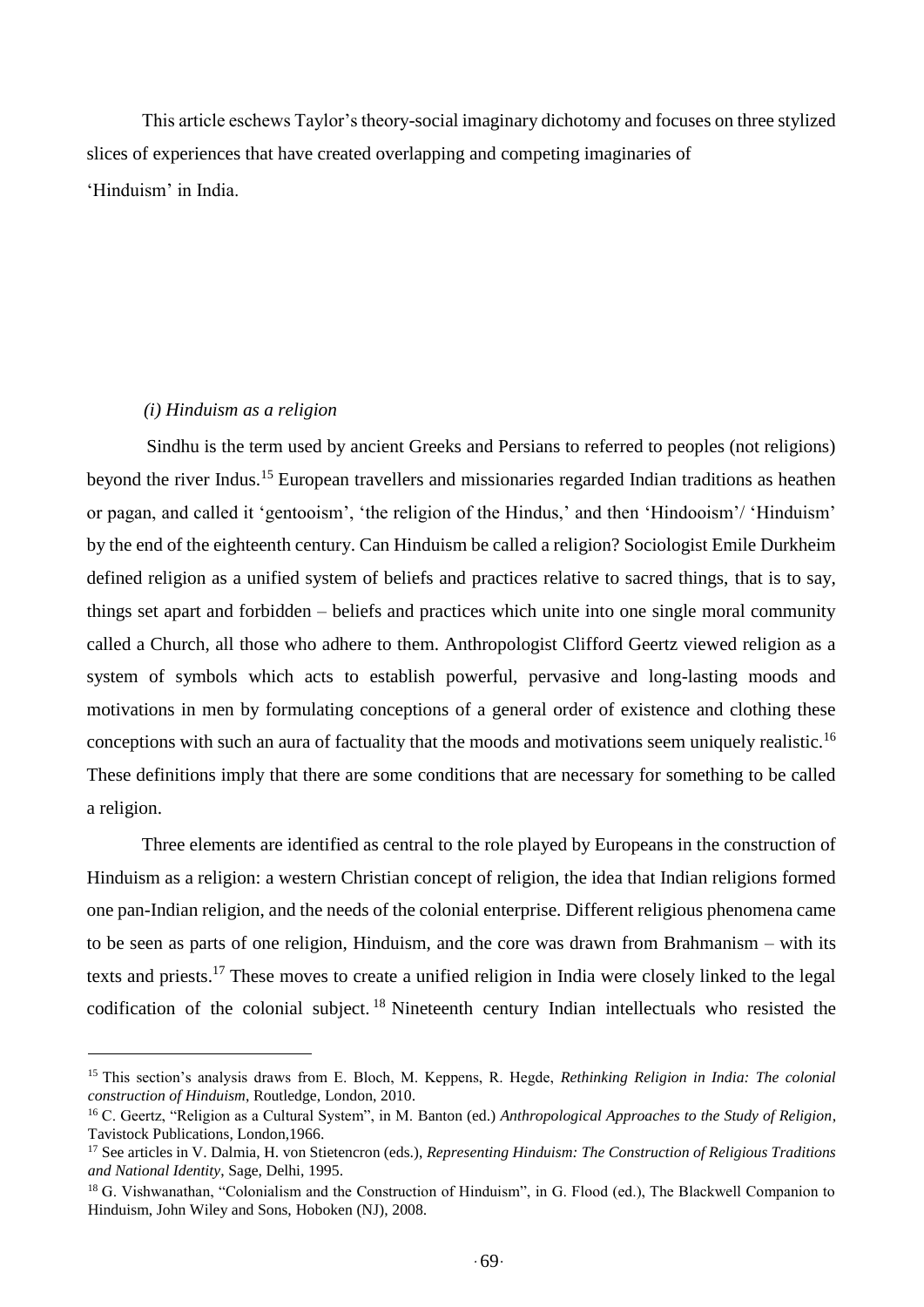This article eschews Taylor's theory-social imaginary dichotomy and focuses on three stylized slices of experiences that have created overlapping and competing imaginaries of 'Hinduism' in India.

*(i) Hinduism as a religion*

Sindhu is the term used by ancient Greeks and Persians to referred to peoples (not religions) beyond the river Indus.[15] European travellers and missionaries regarded Indian traditions as heathen or pagan, and called it 'gentooism', 'the religion of the Hindus,' and then 'Hindooism'/ 'Hinduism' by the end of the eighteenth century. Can Hinduism be called a religion? Sociologist Emile Durkheim defined religion as a unified system of beliefs and practices relative to sacred things, that is to say, things set apart and forbidden – beliefs and practices which unite into one single moral community called a Church, all those who adhere to them. Anthropologist Clifford Geertz viewed religion as a system of symbols which acts to establish powerful, pervasive and long-lasting moods and motivations in men by formulating conceptions of a general order of existence and clothing these conceptions with such an aura of factuality that the moods and motivations seem uniquely realistic.[16] These definitions imply that there are some conditions that are necessary for something to be called a religion.

Three elements are identified as central to the role played by Europeans in the construction of Hinduism as a religion: a western Christian concept of religion, the idea that Indian religions formed one pan-Indian religion, and the needs of the colonial enterprise. Different religious phenomena came to be seen as parts of one religion, Hinduism, and the core was drawn from Brahmanism – with its texts and priests.[17] These moves to create a unified religion in India were closely linked to the legal codification of the colonial subject.[18] Nineteenth century Indian intellectuals who resisted the

---

[15] This section's analysis draws from E. Bloch, M. Keppens, R. Hegde, *Rethinking Religion in India: The colonial construction of Hinduism*, Routledge, London, 2010.

[16] C. Geertz, "Religion as a Cultural System", in M. Banton (ed.) *Anthropological Approaches to the Study of Religion*, Tavistock Publications, London,1966.

[17] See articles in V. Dalmia, H. von Stietencron (eds.), *Representing Hinduism: The Construction of Religious Traditions and National Identity*, Sage, Delhi, 1995.

[18] G. Vishwanathan, "Colonialism and the Construction of Hinduism", in G. Flood (ed.), The Blackwell Companion to Hinduism, John Wiley and Sons, Hoboken (NJ), 2008.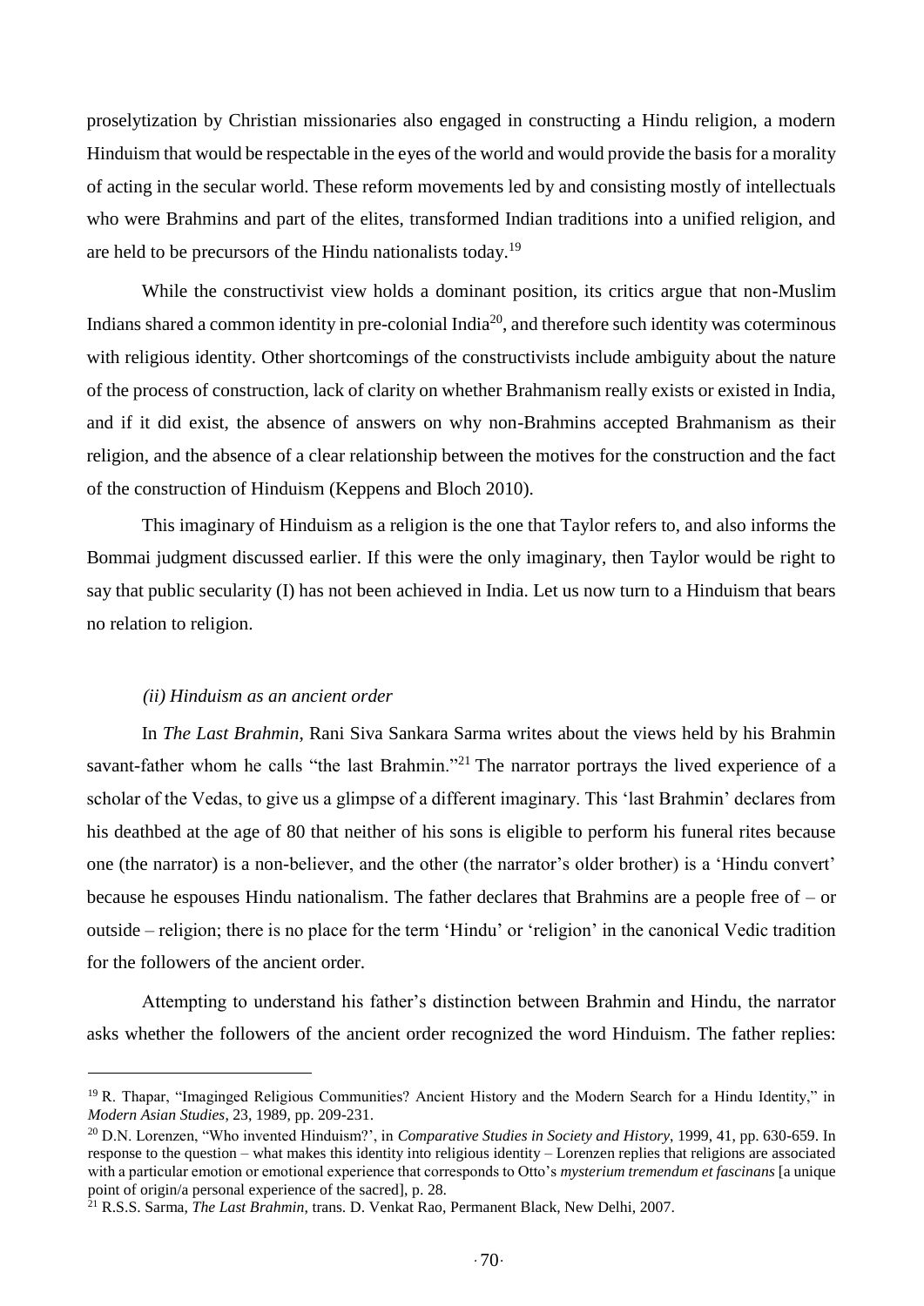proselytization by Christian missionaries also engaged in constructing a Hindu religion, a modern Hinduism that would be respectable in the eyes of the world and would provide the basis for a morality of acting in the secular world. These reform movements led by and consisting mostly of intellectuals who were Brahmins and part of the elites, transformed Indian traditions into a unified religion, and are held to be precursors of the Hindu nationalists today.[19]

While the constructivist view holds a dominant position, its critics argue that non-Muslim Indians shared a common identity in pre-colonial India[20], and therefore such identity was coterminous with religious identity. Other shortcomings of the constructivists include ambiguity about the nature of the process of construction, lack of clarity on whether Brahmanism really exists or existed in India, and if it did exist, the absence of answers on why non-Brahmins accepted Brahmanism as their religion, and the absence of a clear relationship between the motives for the construction and the fact of the construction of Hinduism (Keppens and Bloch 2010).

This imaginary of Hinduism as a religion is the one that Taylor refers to, and also informs the Bommai judgment discussed earlier. If this were the only imaginary, then Taylor would be right to say that public secularity (I) has not been achieved in India. Let us now turn to a Hinduism that bears no relation to religion.

### *(ii) Hinduism as an ancient order*

In *The Last Brahmin*, Rani Siva Sankara Sarma writes about the views held by his Brahmin savant-father whom he calls "the last Brahmin."[21] The narrator portrays the lived experience of a scholar of the Vedas, to give us a glimpse of a different imaginary. This 'last Brahmin' declares from his deathbed at the age of 80 that neither of his sons is eligible to perform his funeral rites because one (the narrator) is a non-believer, and the other (the narrator's older brother) is a 'Hindu convert' because he espouses Hindu nationalism. The father declares that Brahmins are a people free of – or outside – religion; there is no place for the term 'Hindu' or 'religion' in the canonical Vedic tradition for the followers of the ancient order.

Attempting to understand his father's distinction between Brahmin and Hindu, the narrator asks whether the followers of the ancient order recognized the word Hinduism. The father replies:

---

[19] R. Thapar, "Imaginged Religious Communities? Ancient History and the Modern Search for a Hindu Identity," in *Modern Asian Studies*, 23, 1989, pp. 209-231.

[20] D.N. Lorenzen, "Who invented Hinduism?', in *Comparative Studies in Society and History*, 1999, 41, pp. 630-659. In response to the question – what makes this identity into religious identity – Lorenzen replies that religions are associated with a particular emotion or emotional experience that corresponds to Otto's *mysterium tremendum et fascinans* [a unique point of origin/a personal experience of the sacred], p. 28.

[21] R.S.S. Sarma, *The Last Brahmin*, trans. D. Venkat Rao, Permanent Black, New Delhi, 2007.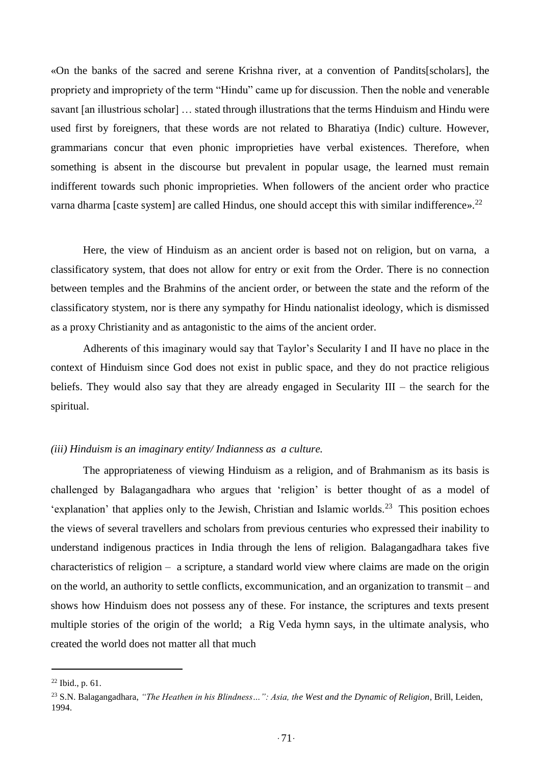«On the banks of the sacred and serene Krishna river, at a convention of Pandits[scholars], the propriety and impropriety of the term "Hindu" came up for discussion. Then the noble and venerable savant [an illustrious scholar] … stated through illustrations that the terms Hinduism and Hindu were used first by foreigners, that these words are not related to Bharatiya (Indic) culture. However, grammarians concur that even phonic improprieties have verbal existences. Therefore, when something is absent in the discourse but prevalent in popular usage, the learned must remain indifferent towards such phonic improprieties. When followers of the ancient order who practice varna dharma [caste system] are called Hindus, one should accept this with similar indifference».[22]

Here, the view of Hinduism as an ancient order is based not on religion, but on varna, a classificatory system, that does not allow for entry or exit from the Order. There is no connection between temples and the Brahmins of the ancient order, or between the state and the reform of the classificatory stystem, nor is there any sympathy for Hindu nationalist ideology, which is dismissed as a proxy Christianity and as antagonistic to the aims of the ancient order.

Adherents of this imaginary would say that Taylor's Secularity I and II have no place in the context of Hinduism since God does not exist in public space, and they do not practice religious beliefs. They would also say that they are already engaged in Secularity III – the search for the spiritual.

*(iii) Hinduism is an imaginary entity/ Indianness as a culture.*

The appropriateness of viewing Hinduism as a religion, and of Brahmanism as its basis is challenged by Balagangadhara who argues that 'religion' is better thought of as a model of 'explanation' that applies only to the Jewish, Christian and Islamic worlds.[23] This position echoes the views of several travellers and scholars from previous centuries who expressed their inability to understand indigenous practices in India through the lens of religion. Balagangadhara takes five characteristics of religion – a scripture, a standard world view where claims are made on the origin on the world, an authority to settle conflicts, excommunication, and an organization to transmit – and shows how Hinduism does not possess any of these. For instance, the scriptures and texts present multiple stories of the origin of the world; a Rig Veda hymn says, in the ultimate analysis, who created the world does not matter all that much

---

[22] Ibid., p. 61.

[23] S.N. Balagangadhara, *"The Heathen in his Blindness…": Asia, the West and the Dynamic of Religion*, Brill, Leiden, 1994.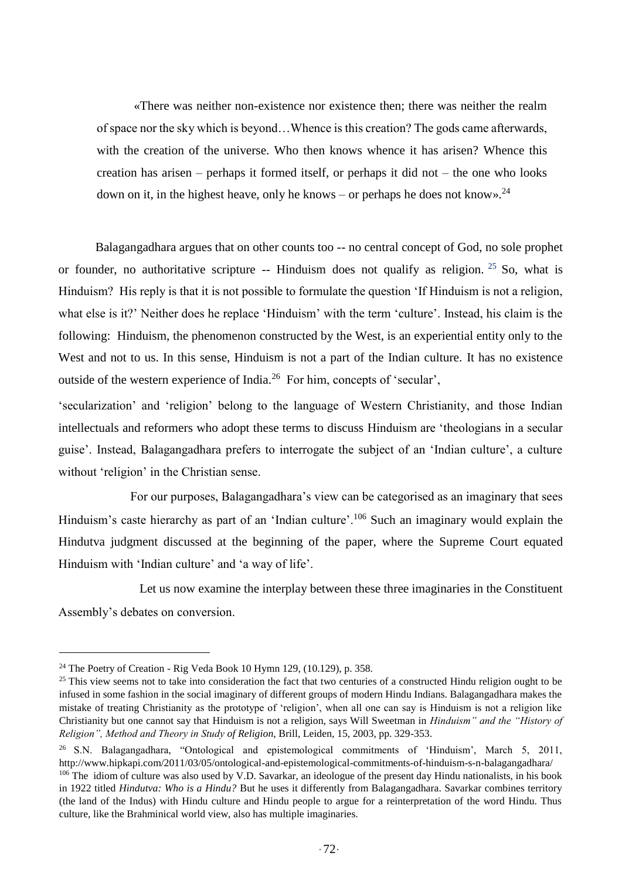> «There was neither non-existence nor existence then; there was neither the realm of space nor the sky which is beyond…Whence is this creation? The gods came afterwards, with the creation of the universe. Who then knows whence it has arisen? Whence this creation has arisen – perhaps it formed itself, or perhaps it did not – the one who looks down on it, in the highest heave, only he knows – or perhaps he does not know».[24]

Balagangadhara argues that on other counts too -- no central concept of God, no sole prophet or founder, no authoritative scripture -- Hinduism does not qualify as religion. [25] So, what is Hinduism? His reply is that it is not possible to formulate the question 'If Hinduism is not a religion, what else is it?' Neither does he replace 'Hinduism' with the term 'culture'. Instead, his claim is the following: Hinduism, the phenomenon constructed by the West, is an experiential entity only to the West and not to us. In this sense, Hinduism is not a part of the Indian culture. It has no existence outside of the western experience of India.[26] For him, concepts of 'secular', 'secularization' and 'religion' belong to the language of Western Christianity, and those Indian intellectuals and reformers who adopt these terms to discuss Hinduism are 'theologians in a secular guise'. Instead, Balagangadhara prefers to interrogate the subject of an 'Indian culture', a culture without 'religion' in the Christian sense.

For our purposes, Balagangadhara's view can be categorised as an imaginary that sees Hinduism's caste hierarchy as part of an 'Indian culture'.[106] Such an imaginary would explain the Hindutva judgment discussed at the beginning of the paper, where the Supreme Court equated Hinduism with 'Indian culture' and 'a way of life'.

Let us now examine the interplay between these three imaginaries in the Constituent Assembly's debates on conversion.

---

[24] The Poetry of Creation - Rig Veda Book 10 Hymn 129, (10.129), p. 358.

[25] This view seems not to take into consideration the fact that two centuries of a constructed Hindu religion ought to be infused in some fashion in the social imaginary of different groups of modern Hindu Indians. Balagangadhara makes the mistake of treating Christianity as the prototype of 'religion', when all one can say is Hinduism is not a religion like Christianity but one cannot say that Hinduism is not a religion, says Will Sweetman in *Hinduism" and the "History of Religion", Method and Theory in Study of Religion*, Brill, Leiden, 15, 2003, pp. 329-353.

[26] S.N. Balagangadhara, "Ontological and epistemological commitments of 'Hinduism', March 5, 2011, http://www.hipkapi.com/2011/03/05/ontological-and-epistemological-commitments-of-hinduism-s-n-balagangadhara/

[106] The idiom of culture was also used by V.D. Savarkar, an ideologue of the present day Hindu nationalists, in his book in 1922 titled *Hindutva: Who is a Hindu?* But he uses it differently from Balagangadhara. Savarkar combines territory (the land of the Indus) with Hindu culture and Hindu people to argue for a reinterpretation of the word Hindu. Thus culture, like the Brahminical world view, also has multiple imaginaries.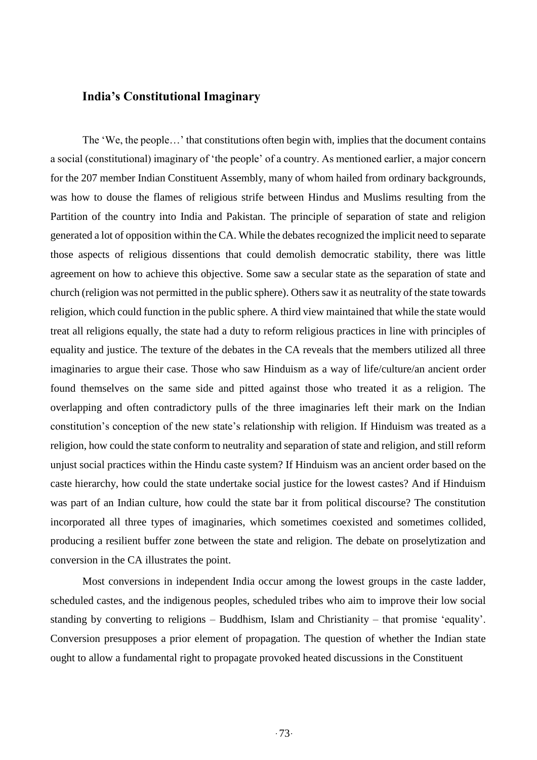### India's Constitutional Imaginary

The 'We, the people…' that constitutions often begin with, implies that the document contains a social (constitutional) imaginary of 'the people' of a country. As mentioned earlier, a major concern for the 207 member Indian Constituent Assembly, many of whom hailed from ordinary backgrounds, was how to douse the flames of religious strife between Hindus and Muslims resulting from the Partition of the country into India and Pakistan. The principle of separation of state and religion generated a lot of opposition within the CA. While the debates recognized the implicit need to separate those aspects of religious dissentions that could demolish democratic stability, there was little agreement on how to achieve this objective. Some saw a secular state as the separation of state and church (religion was not permitted in the public sphere). Others saw it as neutrality of the state towards religion, which could function in the public sphere. A third view maintained that while the state would treat all religions equally, the state had a duty to reform religious practices in line with principles of equality and justice. The texture of the debates in the CA reveals that the members utilized all three imaginaries to argue their case. Those who saw Hinduism as a way of life/culture/an ancient order found themselves on the same side and pitted against those who treated it as a religion. The overlapping and often contradictory pulls of the three imaginaries left their mark on the Indian constitution's conception of the new state's relationship with religion. If Hinduism was treated as a religion, how could the state conform to neutrality and separation of state and religion, and still reform unjust social practices within the Hindu caste system? If Hinduism was an ancient order based on the caste hierarchy, how could the state undertake social justice for the lowest castes? And if Hinduism was part of an Indian culture, how could the state bar it from political discourse? The constitution incorporated all three types of imaginaries, which sometimes coexisted and sometimes collided, producing a resilient buffer zone between the state and religion. The debate on proselytization and conversion in the CA illustrates the point.

Most conversions in independent India occur among the lowest groups in the caste ladder, scheduled castes, and the indigenous peoples, scheduled tribes who aim to improve their low social standing by converting to religions – Buddhism, Islam and Christianity – that promise 'equality'. Conversion presupposes a prior element of propagation. The question of whether the Indian state ought to allow a fundamental right to propagate provoked heated discussions in the Constituent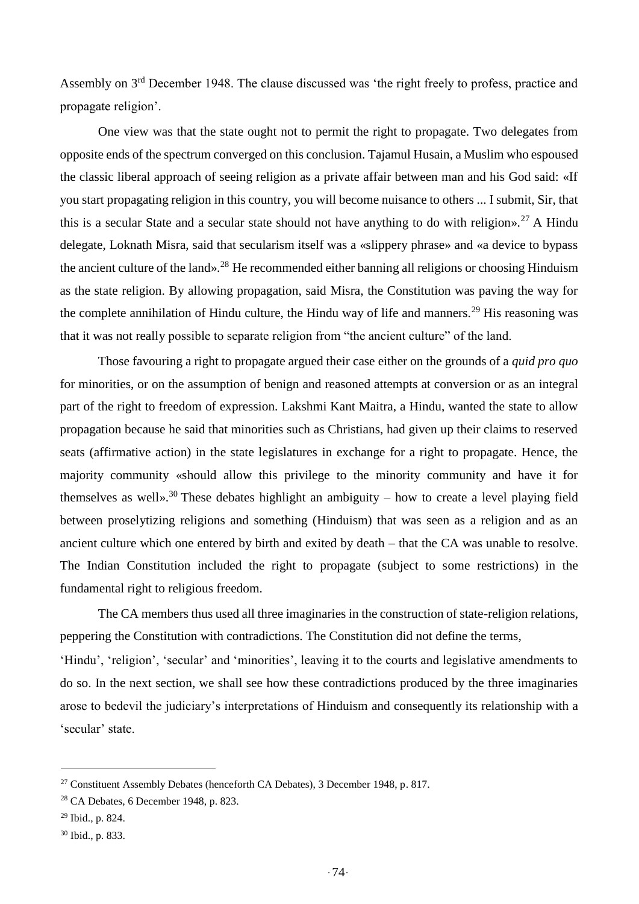Assembly on 3rd December 1948. The clause discussed was 'the right freely to profess, practice and propagate religion'.

One view was that the state ought not to permit the right to propagate. Two delegates from opposite ends of the spectrum converged on this conclusion. Tajamul Husain, a Muslim who espoused the classic liberal approach of seeing religion as a private affair between man and his God said: «If you start propagating religion in this country, you will become nuisance to others ... I submit, Sir, that this is a secular State and a secular state should not have anything to do with religion».[27] A Hindu delegate, Loknath Misra, said that secularism itself was a «slippery phrase» and «a device to bypass the ancient culture of the land».[28] He recommended either banning all religions or choosing Hinduism as the state religion. By allowing propagation, said Misra, the Constitution was paving the way for the complete annihilation of Hindu culture, the Hindu way of life and manners.[29] His reasoning was that it was not really possible to separate religion from "the ancient culture" of the land.

Those favouring a right to propagate argued their case either on the grounds of a *quid pro quo* for minorities, or on the assumption of benign and reasoned attempts at conversion or as an integral part of the right to freedom of expression. Lakshmi Kant Maitra, a Hindu, wanted the state to allow propagation because he said that minorities such as Christians, had given up their claims to reserved seats (affirmative action) in the state legislatures in exchange for a right to propagate. Hence, the majority community «should allow this privilege to the minority community and have it for themselves as well».[30] These debates highlight an ambiguity – how to create a level playing field between proselytizing religions and something (Hinduism) that was seen as a religion and as an ancient culture which one entered by birth and exited by death – that the CA was unable to resolve. The Indian Constitution included the right to propagate (subject to some restrictions) in the fundamental right to religious freedom.

The CA members thus used all three imaginaries in the construction of state-religion relations, peppering the Constitution with contradictions. The Constitution did not define the terms, 'Hindu', 'religion', 'secular' and 'minorities', leaving it to the courts and legislative amendments to do so. In the next section, we shall see how these contradictions produced by the three imaginaries arose to bedevil the judiciary's interpretations of Hinduism and consequently its relationship with a 'secular' state.

---

[27] Constituent Assembly Debates (henceforth CA Debates), 3 December 1948, p. 817.

[28] CA Debates, 6 December 1948, p. 823.

[29] Ibid., p. 824.

[30] Ibid., p. 833.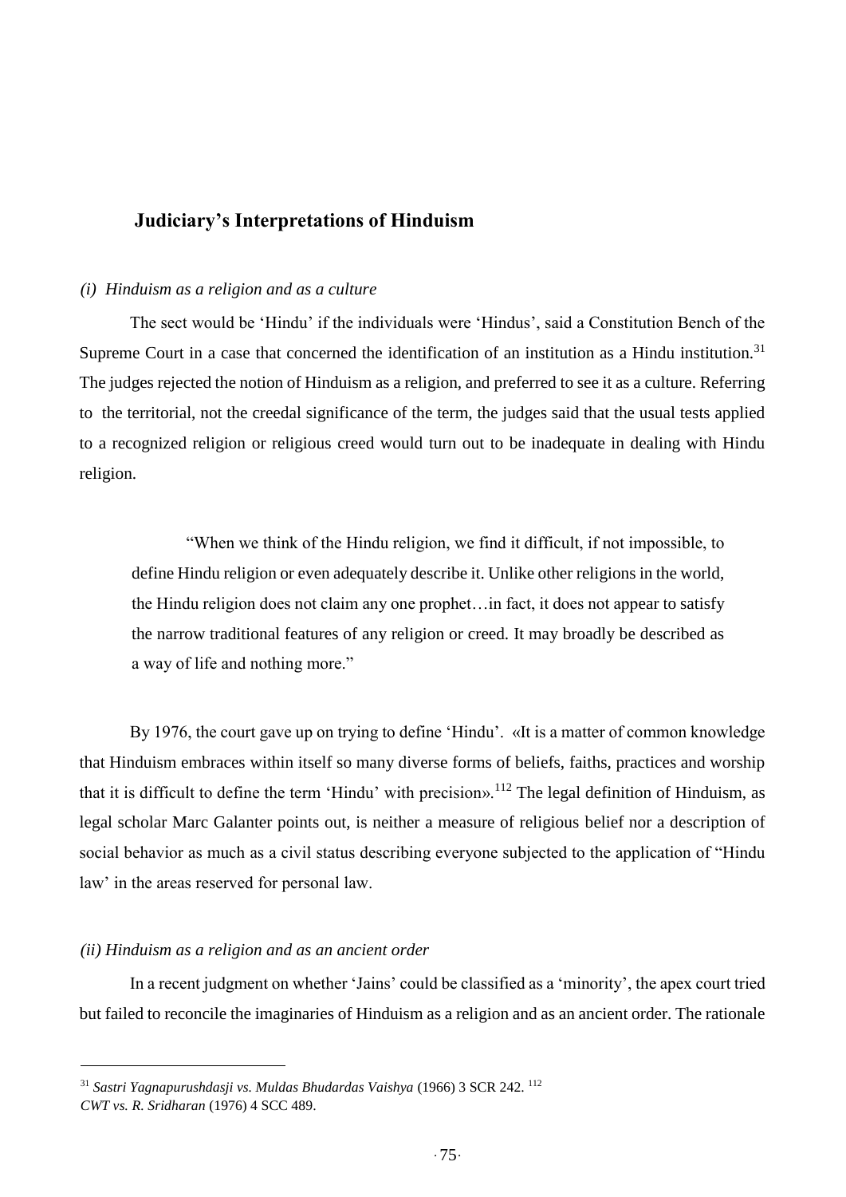## Judiciary's Interpretations of Hinduism

### *(i) Hinduism as a religion and as a culture*

The sect would be 'Hindu' if the individuals were 'Hindus', said a Constitution Bench of the Supreme Court in a case that concerned the identification of an institution as a Hindu institution.[31] The judges rejected the notion of Hinduism as a religion, and preferred to see it as a culture. Referring to the territorial, not the creedal significance of the term, the judges said that the usual tests applied to a recognized religion or religious creed would turn out to be inadequate in dealing with Hindu religion.

> "When we think of the Hindu religion, we find it difficult, if not impossible, to define Hindu religion or even adequately describe it. Unlike other religions in the world, the Hindu religion does not claim any one prophet…in fact, it does not appear to satisfy the narrow traditional features of any religion or creed. It may broadly be described as a way of life and nothing more."

By 1976, the court gave up on trying to define 'Hindu'. «It is a matter of common knowledge that Hinduism embraces within itself so many diverse forms of beliefs, faiths, practices and worship that it is difficult to define the term 'Hindu' with precision».[112] The legal definition of Hinduism, as legal scholar Marc Galanter points out, is neither a measure of religious belief nor a description of social behavior as much as a civil status describing everyone subjected to the application of "Hindu law' in the areas reserved for personal law.

### *(ii) Hinduism as a religion and as an ancient order*

In a recent judgment on whether 'Jains' could be classified as a 'minority', the apex court tried but failed to reconcile the imaginaries of Hinduism as a religion and as an ancient order. The rationale

---

[31] *Sastri Yagnapurushdasji vs. Muldas Bhudardas Vaishya* (1966) 3 SCR 242.

[112] *CWT vs. R. Sridharan* (1976) 4 SCC 489.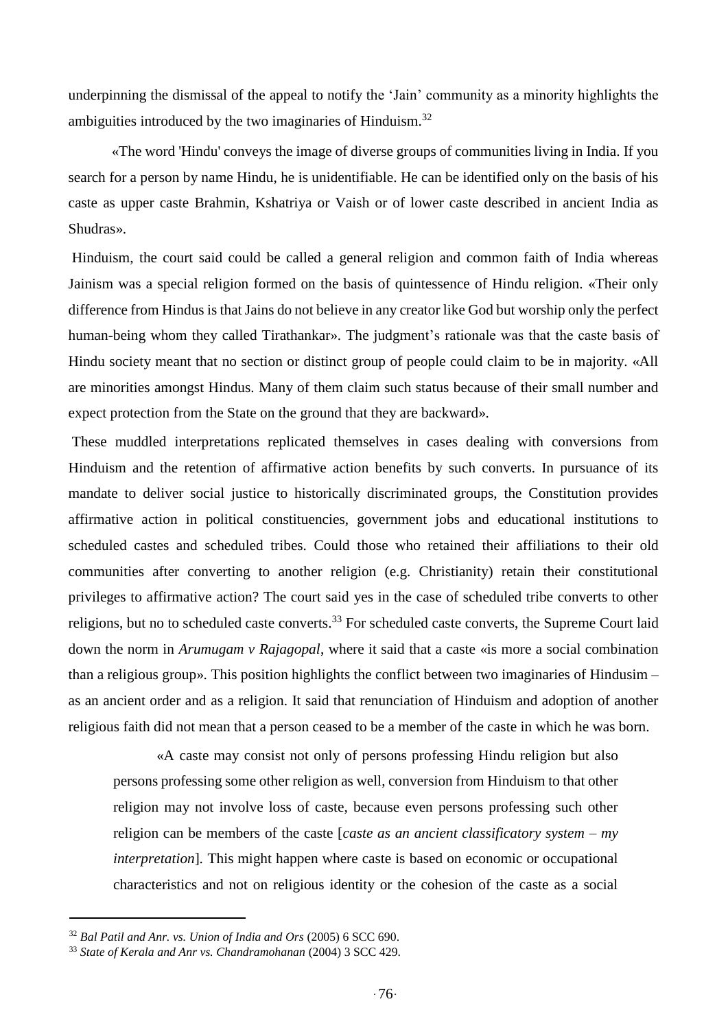underpinning the dismissal of the appeal to notify the 'Jain' community as a minority highlights the ambiguities introduced by the two imaginaries of Hinduism.[32]

«The word 'Hindu' conveys the image of diverse groups of communities living in India. If you search for a person by name Hindu, he is unidentifiable. He can be identified only on the basis of his caste as upper caste Brahmin, Kshatriya or Vaish or of lower caste described in ancient India as Shudras».

Hinduism, the court said could be called a general religion and common faith of India whereas Jainism was a special religion formed on the basis of quintessence of Hindu religion. «Their only difference from Hindus is that Jains do not believe in any creator like God but worship only the perfect human-being whom they called Tirathankar». The judgment's rationale was that the caste basis of Hindu society meant that no section or distinct group of people could claim to be in majority. «All are minorities amongst Hindus. Many of them claim such status because of their small number and expect protection from the State on the ground that they are backward».

These muddled interpretations replicated themselves in cases dealing with conversions from Hinduism and the retention of affirmative action benefits by such converts. In pursuance of its mandate to deliver social justice to historically discriminated groups, the Constitution provides affirmative action in political constituencies, government jobs and educational institutions to scheduled castes and scheduled tribes. Could those who retained their affiliations to their old communities after converting to another religion (e.g. Christianity) retain their constitutional privileges to affirmative action? The court said yes in the case of scheduled tribe converts to other religions, but no to scheduled caste converts.[33] For scheduled caste converts, the Supreme Court laid down the norm in *Arumugam v Rajagopal*, where it said that a caste «is more a social combination than a religious group». This position highlights the conflict between two imaginaries of Hindusim – as an ancient order and as a religion. It said that renunciation of Hinduism and adoption of another religious faith did not mean that a person ceased to be a member of the caste in which he was born.

> «A caste may consist not only of persons professing Hindu religion but also persons professing some other religion as well, conversion from Hinduism to that other religion may not involve loss of caste, because even persons professing such other religion can be members of the caste [*caste as an ancient classificatory system – my interpretation*]. This might happen where caste is based on economic or occupational characteristics and not on religious identity or the cohesion of the caste as a social

---

[32] *Bal Patil and Anr. vs. Union of India and Ors* (2005) 6 SCC 690.

[33] *State of Kerala and Anr vs. Chandramohanan* (2004) 3 SCC 429.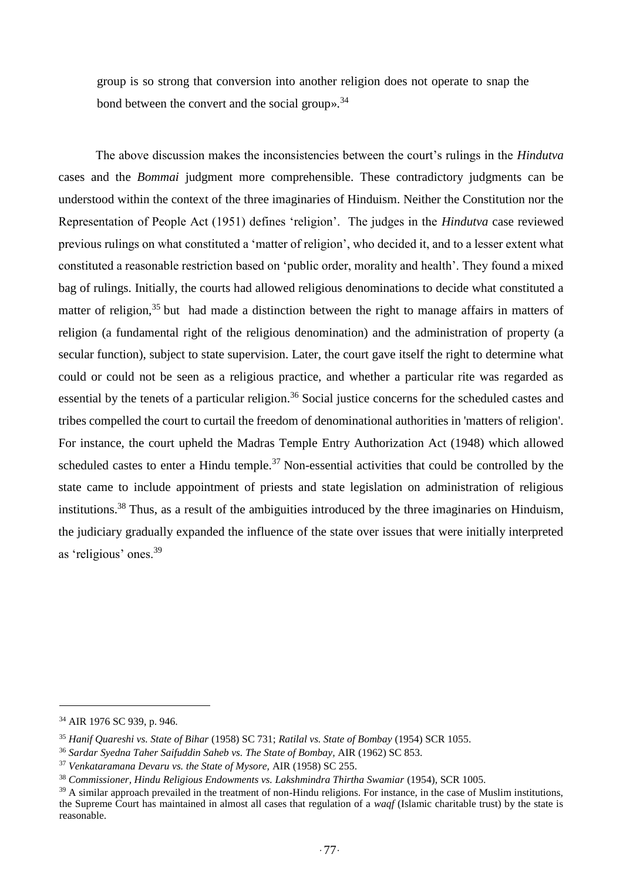group is so strong that conversion into another religion does not operate to snap the bond between the convert and the social group».[34]

The above discussion makes the inconsistencies between the court's rulings in the *Hindutva* cases and the *Bommai* judgment more comprehensible. These contradictory judgments can be understood within the context of the three imaginaries of Hinduism. Neither the Constitution nor the Representation of People Act (1951) defines 'religion'. The judges in the *Hindutva* case reviewed previous rulings on what constituted a 'matter of religion', who decided it, and to a lesser extent what constituted a reasonable restriction based on 'public order, morality and health'. They found a mixed bag of rulings. Initially, the courts had allowed religious denominations to decide what constituted a matter of religion,[35] but had made a distinction between the right to manage affairs in matters of religion (a fundamental right of the religious denomination) and the administration of property (a secular function), subject to state supervision. Later, the court gave itself the right to determine what could or could not be seen as a religious practice, and whether a particular rite was regarded as essential by the tenets of a particular religion.[36] Social justice concerns for the scheduled castes and tribes compelled the court to curtail the freedom of denominational authorities in 'matters of religion'. For instance, the court upheld the Madras Temple Entry Authorization Act (1948) which allowed scheduled castes to enter a Hindu temple.[37] Non-essential activities that could be controlled by the state came to include appointment of priests and state legislation on administration of religious institutions.[38] Thus, as a result of the ambiguities introduced by the three imaginaries on Hinduism, the judiciary gradually expanded the influence of the state over issues that were initially interpreted as 'religious' ones.[39]

---

[34] AIR 1976 SC 939, p. 946.

[35] *Hanif Quareshi vs. State of Bihar* (1958) SC 731; *Ratilal vs. State of Bombay* (1954) SCR 1055.

[36] *Sardar Syedna Taher Saifuddin Saheb vs. The State of Bombay,* AIR (1962) SC 853.

[37] *Venkataramana Devaru vs. the State of Mysore,* AIR (1958) SC 255.

[38] *Commissioner, Hindu Religious Endowments vs. Lakshmindra Thirtha Swamiar* (1954), SCR 1005.

[39] A similar approach prevailed in the treatment of non-Hindu religions. For instance, in the case of Muslim institutions, the Supreme Court has maintained in almost all cases that regulation of a *waqf* (Islamic charitable trust) by the state is reasonable.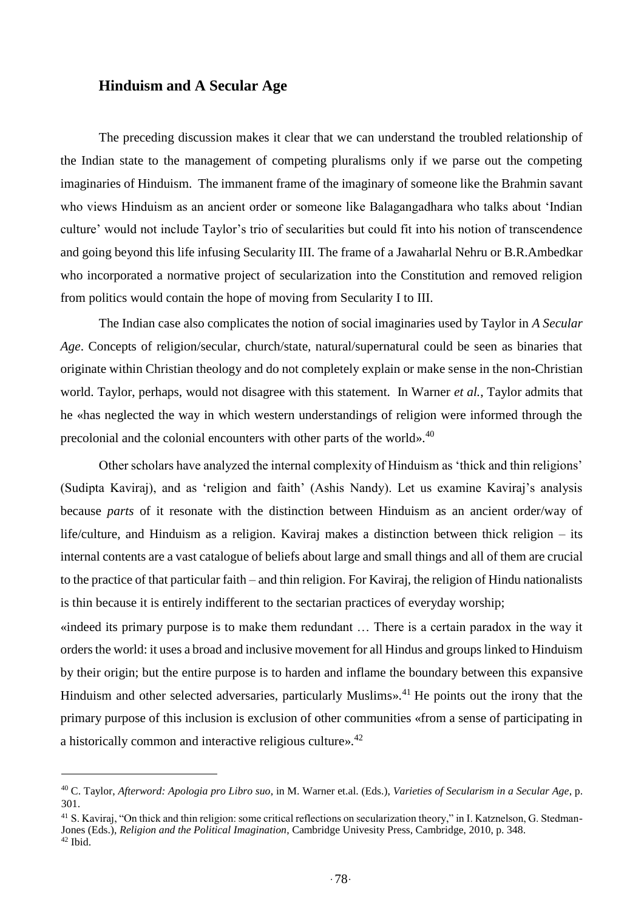## Hinduism and A Secular Age

The preceding discussion makes it clear that we can understand the troubled relationship of the Indian state to the management of competing pluralisms only if we parse out the competing imaginaries of Hinduism. The immanent frame of the imaginary of someone like the Brahmin savant who views Hinduism as an ancient order or someone like Balagangadhara who talks about 'Indian culture' would not include Taylor's trio of secularities but could fit into his notion of transcendence and going beyond this life infusing Secularity III. The frame of a Jawaharlal Nehru or B.R.Ambedkar who incorporated a normative project of secularization into the Constitution and removed religion from politics would contain the hope of moving from Secularity I to III.

The Indian case also complicates the notion of social imaginaries used by Taylor in *A Secular Age*. Concepts of religion/secular, church/state, natural/supernatural could be seen as binaries that originate within Christian theology and do not completely explain or make sense in the non-Christian world. Taylor, perhaps, would not disagree with this statement. In Warner *et al.*, Taylor admits that he «has neglected the way in which western understandings of religion were informed through the precolonial and the colonial encounters with other parts of the world».[40]

Other scholars have analyzed the internal complexity of Hinduism as 'thick and thin religions' (Sudipta Kaviraj), and as 'religion and faith' (Ashis Nandy). Let us examine Kaviraj's analysis because *parts* of it resonate with the distinction between Hinduism as an ancient order/way of life/culture, and Hinduism as a religion. Kaviraj makes a distinction between thick religion – its internal contents are a vast catalogue of beliefs about large and small things and all of them are crucial to the practice of that particular faith – and thin religion. For Kaviraj, the religion of Hindu nationalists is thin because it is entirely indifferent to the sectarian practices of everyday worship; «indeed its primary purpose is to make them redundant … There is a certain paradox in the way it orders the world: it uses a broad and inclusive movement for all Hindus and groups linked to Hinduism by their origin; but the entire purpose is to harden and inflame the boundary between this expansive Hinduism and other selected adversaries, particularly Muslims».[41] He points out the irony that the primary purpose of this inclusion is exclusion of other communities «from a sense of participating in a historically common and interactive religious culture».[42]

---

[40] C. Taylor, *Afterword: Apologia pro Libro suo*, in M. Warner et.al. (Eds.), *Varieties of Secularism in a Secular Age*, p. 301.

[41] S. Kaviraj, "On thick and thin religion: some critical reflections on secularization theory," in I. Katznelson, G. Stedman-Jones (Eds.), *Religion and the Political Imagination*, Cambridge Univesity Press, Cambridge, 2010, p. 348.

[42] Ibid.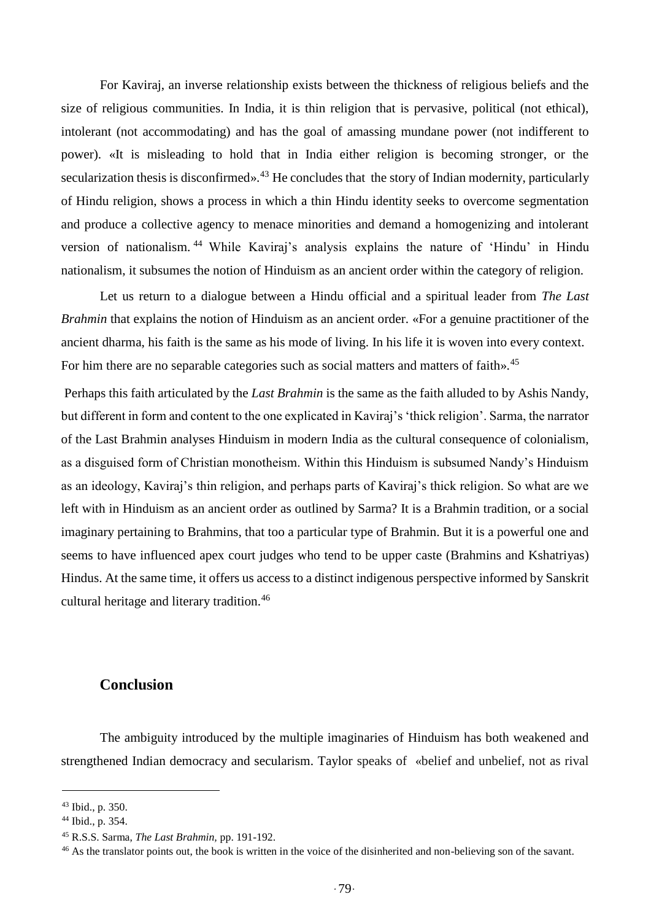For Kaviraj, an inverse relationship exists between the thickness of religious beliefs and the size of religious communities. In India, it is thin religion that is pervasive, political (not ethical), intolerant (not accommodating) and has the goal of amassing mundane power (not indifferent to power). «It is misleading to hold that in India either religion is becoming stronger, or the secularization thesis is disconfirmed».[43] He concludes that the story of Indian modernity, particularly of Hindu religion, shows a process in which a thin Hindu identity seeks to overcome segmentation and produce a collective agency to menace minorities and demand a homogenizing and intolerant version of nationalism.[44] While Kaviraj's analysis explains the nature of 'Hindu' in Hindu nationalism, it subsumes the notion of Hinduism as an ancient order within the category of religion.

Let us return to a dialogue between a Hindu official and a spiritual leader from *The Last Brahmin* that explains the notion of Hinduism as an ancient order. «For a genuine practitioner of the ancient dharma, his faith is the same as his mode of living. In his life it is woven into every context. For him there are no separable categories such as social matters and matters of faith».[45]

Perhaps this faith articulated by the *Last Brahmin* is the same as the faith alluded to by Ashis Nandy, but different in form and content to the one explicated in Kaviraj's 'thick religion'. Sarma, the narrator of the Last Brahmin analyses Hinduism in modern India as the cultural consequence of colonialism, as a disguised form of Christian monotheism. Within this Hinduism is subsumed Nandy's Hinduism as an ideology, Kaviraj's thin religion, and perhaps parts of Kaviraj's thick religion. So what are we left with in Hinduism as an ancient order as outlined by Sarma? It is a Brahmin tradition, or a social imaginary pertaining to Brahmins, that too a particular type of Brahmin. But it is a powerful one and seems to have influenced apex court judges who tend to be upper caste (Brahmins and Kshatriyas) Hindus. At the same time, it offers us access to a distinct indigenous perspective informed by Sanskrit cultural heritage and literary tradition.[46]

## Conclusion

The ambiguity introduced by the multiple imaginaries of Hinduism has both weakened and strengthened Indian democracy and secularism. Taylor speaks of «belief and unbelief, not as rival

---

[43] Ibid., p. 350.

[44] Ibid., p. 354.

[45] R.S.S. Sarma, *The Last Brahmin*, pp. 191-192.

[46] As the translator points out, the book is written in the voice of the disinherited and non-believing son of the savant.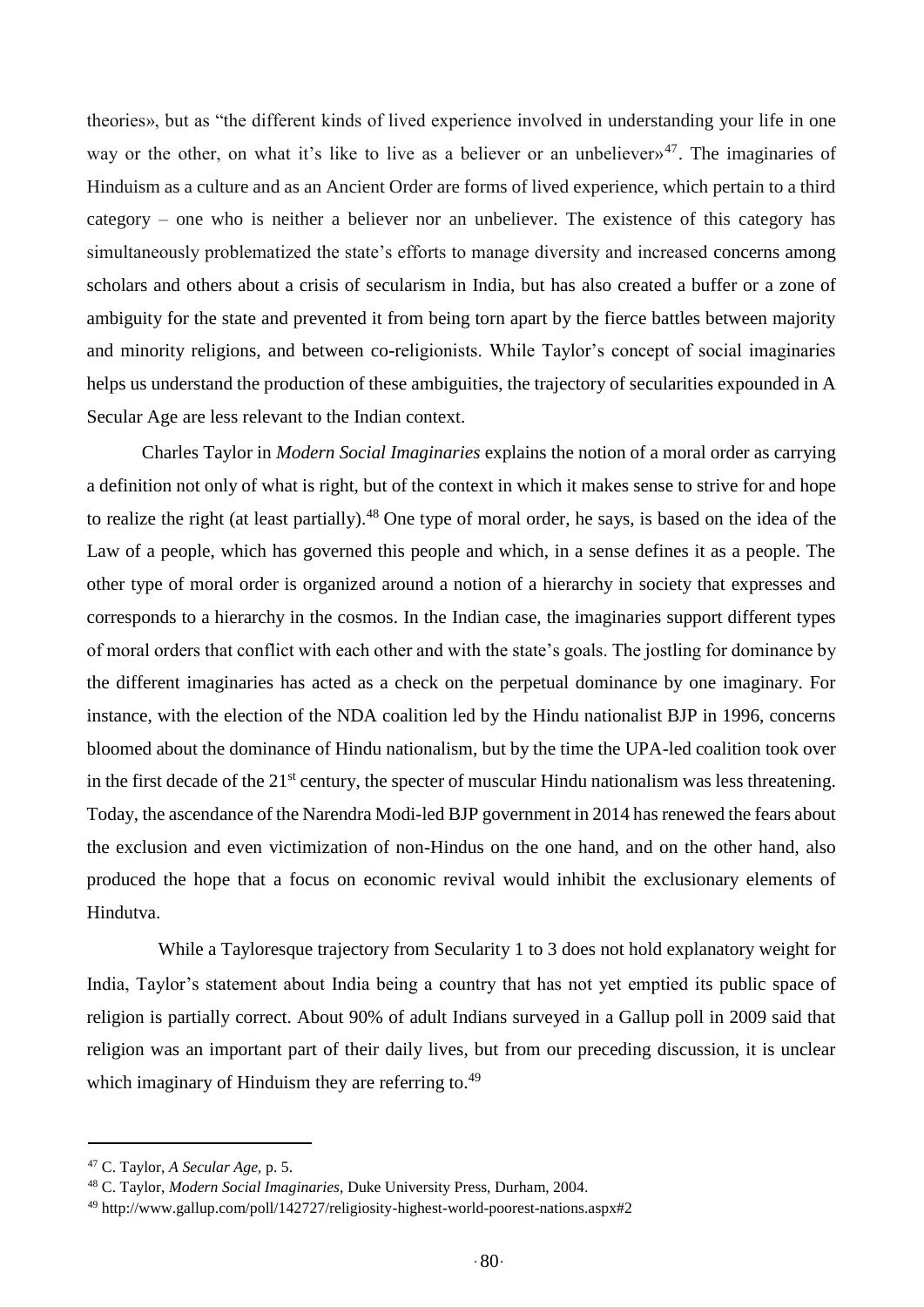theories», but as "the different kinds of lived experience involved in understanding your life in one way or the other, on what it's like to live as a believer or an unbeliever»[47]. The imaginaries of Hinduism as a culture and as an Ancient Order are forms of lived experience, which pertain to a third category – one who is neither a believer nor an unbeliever. The existence of this category has simultaneously problematized the state's efforts to manage diversity and increased concerns among scholars and others about a crisis of secularism in India, but has also created a buffer or a zone of ambiguity for the state and prevented it from being torn apart by the fierce battles between majority and minority religions, and between co-religionists. While Taylor's concept of social imaginaries helps us understand the production of these ambiguities, the trajectory of secularities expounded in A Secular Age are less relevant to the Indian context.

Charles Taylor in *Modern Social Imaginaries* explains the notion of a moral order as carrying a definition not only of what is right, but of the context in which it makes sense to strive for and hope to realize the right (at least partially).[48] One type of moral order, he says, is based on the idea of the Law of a people, which has governed this people and which, in a sense defines it as a people. The other type of moral order is organized around a notion of a hierarchy in society that expresses and corresponds to a hierarchy in the cosmos. In the Indian case, the imaginaries support different types of moral orders that conflict with each other and with the state's goals. The jostling for dominance by the different imaginaries has acted as a check on the perpetual dominance by one imaginary. For instance, with the election of the NDA coalition led by the Hindu nationalist BJP in 1996, concerns bloomed about the dominance of Hindu nationalism, but by the time the UPA-led coalition took over in the first decade of the 21st century, the specter of muscular Hindu nationalism was less threatening. Today, the ascendance of the Narendra Modi-led BJP government in 2014 has renewed the fears about the exclusion and even victimization of non-Hindus on the one hand, and on the other hand, also produced the hope that a focus on economic revival would inhibit the exclusionary elements of Hindutva.

While a Tayloresque trajectory from Secularity 1 to 3 does not hold explanatory weight for India, Taylor's statement about India being a country that has not yet emptied its public space of religion is partially correct. About 90% of adult Indians surveyed in a Gallup poll in 2009 said that religion was an important part of their daily lives, but from our preceding discussion, it is unclear which imaginary of Hinduism they are referring to.[49]

---

[47] C. Taylor, *A Secular Age*, p. 5.

[48] C. Taylor, *Modern Social Imaginaries*, Duke University Press, Durham, 2004.

[49] http://www.gallup.com/poll/142727/religiosity-highest-world-poorest-nations.aspx#2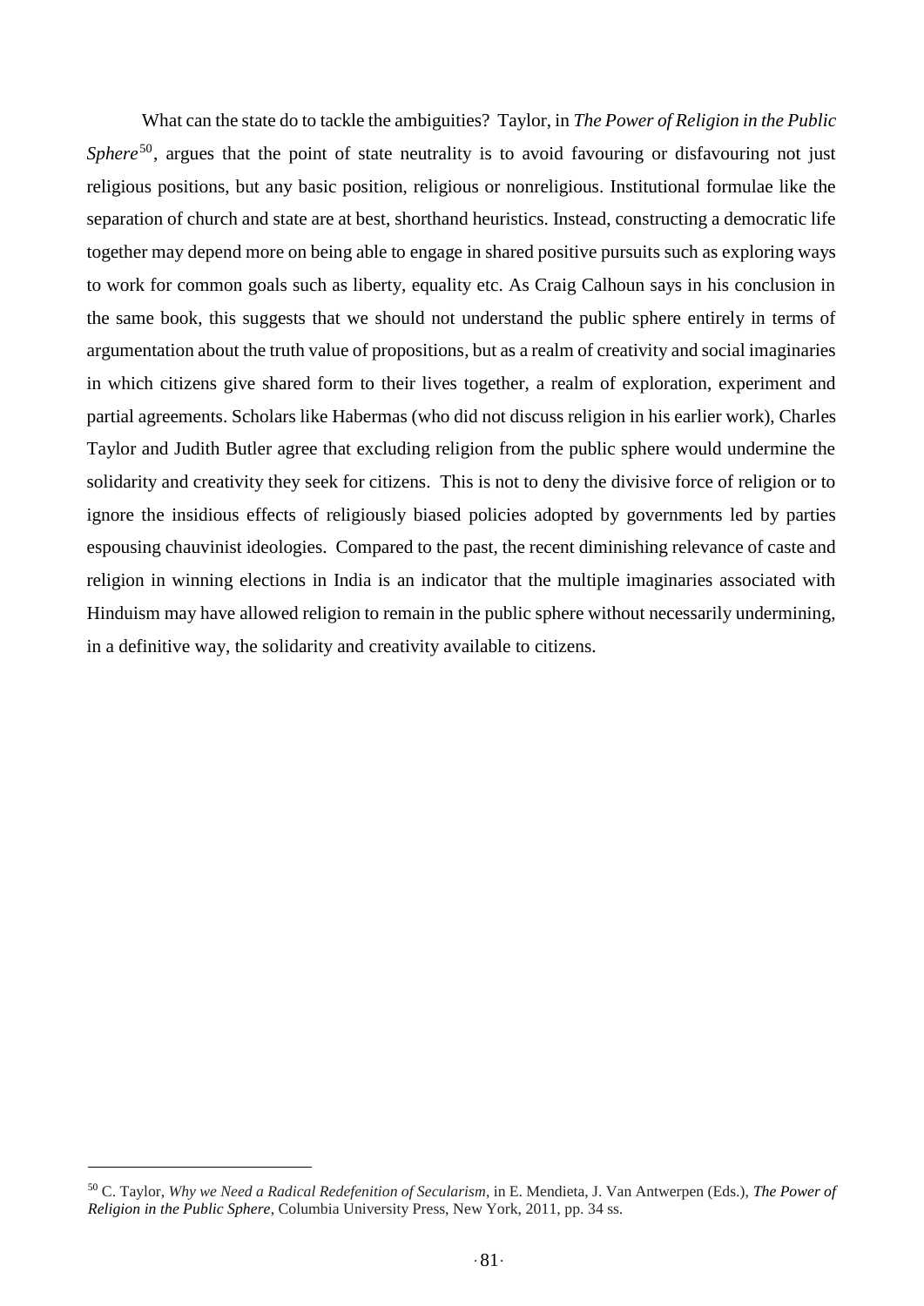What can the state do to tackle the ambiguities? Taylor, in *The Power of Religion in the Public Sphere*[50], argues that the point of state neutrality is to avoid favouring or disfavouring not just religious positions, but any basic position, religious or nonreligious. Institutional formulae like the separation of church and state are at best, shorthand heuristics. Instead, constructing a democratic life together may depend more on being able to engage in shared positive pursuits such as exploring ways to work for common goals such as liberty, equality etc. As Craig Calhoun says in his conclusion in the same book, this suggests that we should not understand the public sphere entirely in terms of argumentation about the truth value of propositions, but as a realm of creativity and social imaginaries in which citizens give shared form to their lives together, a realm of exploration, experiment and partial agreements. Scholars like Habermas (who did not discuss religion in his earlier work), Charles Taylor and Judith Butler agree that excluding religion from the public sphere would undermine the solidarity and creativity they seek for citizens. This is not to deny the divisive force of religion or to ignore the insidious effects of religiously biased policies adopted by governments led by parties espousing chauvinist ideologies. Compared to the past, the recent diminishing relevance of caste and religion in winning elections in India is an indicator that the multiple imaginaries associated with Hinduism may have allowed religion to remain in the public sphere without necessarily undermining, in a definitive way, the solidarity and creativity available to citizens.

---

[50] C. Taylor, *Why we Need a Radical Redefenition of Secularism*, in E. Mendieta, J. Van Antwerpen (Eds.), ***The Power of Religion in the Public Sphere***, Columbia University Press, New York, 2011, pp. 34 ss.